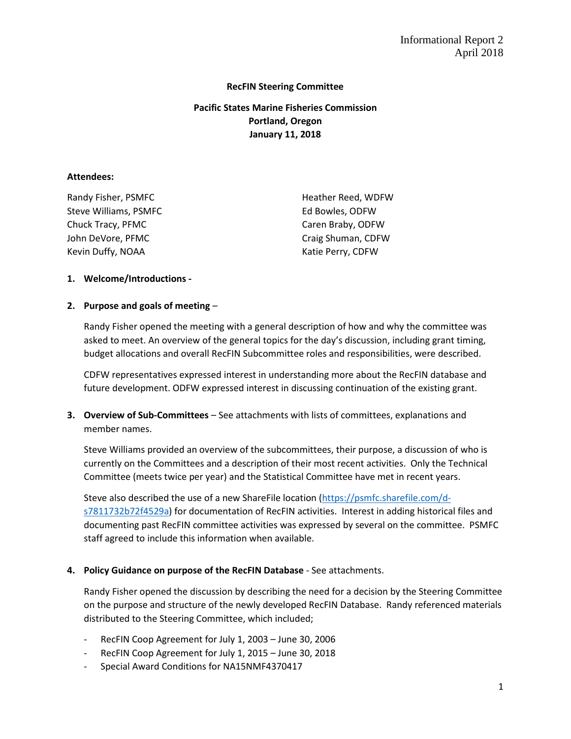Informational Report 2
April 2018

**RecFIN Steering Committee**

**Pacific States Marine Fisheries Commission**
**Portland, Oregon**
**January 11, 2018**

**Attendees:**

Randy Fisher, PSMFC
Steve Williams, PSMFC
Chuck Tracy, PFMC
John DeVore, PFMC
Kevin Duffy, NOAA
Heather Reed, WDFW
Ed Bowles, ODFW
Caren Braby, ODFW
Craig Shuman, CDFW
Katie Perry, CDFW

1. **Welcome/Introductions -**

2. **Purpose and goals of meeting** –

   Randy Fisher opened the meeting with a general description of how and why the committee was asked to meet. An overview of the general topics for the day's discussion, including grant timing, budget allocations and overall RecFIN Subcommittee roles and responsibilities, were described.

   CDFW representatives expressed interest in understanding more about the RecFIN database and future development. ODFW expressed interest in discussing continuation of the existing grant.

3. **Overview of Sub-Committees** – See attachments with lists of committees, explanations and member names.

   Steve Williams provided an overview of the subcommittees, their purpose, a discussion of who is currently on the Committees and a description of their most recent activities. Only the Technical Committee (meets twice per year) and the Statistical Committee have met in recent years.

   Steve also described the use of a new ShareFile location (https://psmfc.sharefile.com/d-s7811732b72f4529a) for documentation of RecFIN activities. Interest in adding historical files and documenting past RecFIN committee activities was expressed by several on the committee. PSMFC staff agreed to include this information when available.

4. **Policy Guidance on purpose of the RecFIN Database** - See attachments.

   Randy Fisher opened the discussion by describing the need for a decision by the Steering Committee on the purpose and structure of the newly developed RecFIN Database. Randy referenced materials distributed to the Steering Committee, which included;

   - RecFIN Coop Agreement for July 1, 2003 – June 30, 2006
   - RecFIN Coop Agreement for July 1, 2015 – June 30, 2018
   - Special Award Conditions for NA15NMF4370417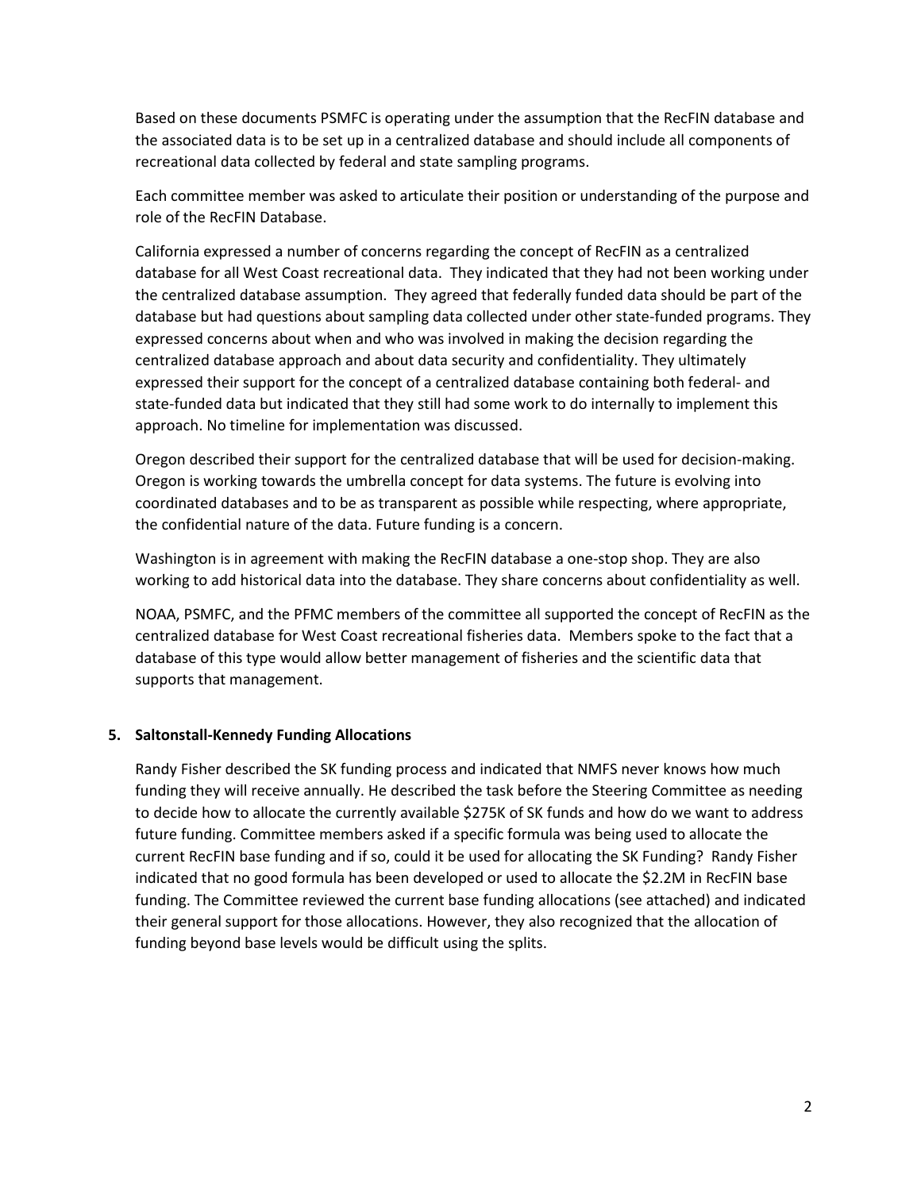Based on these documents PSMFC is operating under the assumption that the RecFIN database and the associated data is to be set up in a centralized database and should include all components of recreational data collected by federal and state sampling programs.

Each committee member was asked to articulate their position or understanding of the purpose and role of the RecFIN Database.

California expressed a number of concerns regarding the concept of RecFIN as a centralized database for all West Coast recreational data. They indicated that they had not been working under the centralized database assumption. They agreed that federally funded data should be part of the database but had questions about sampling data collected under other state-funded programs. They expressed concerns about when and who was involved in making the decision regarding the centralized database approach and about data security and confidentiality. They ultimately expressed their support for the concept of a centralized database containing both federal- and state-funded data but indicated that they still had some work to do internally to implement this approach. No timeline for implementation was discussed.

Oregon described their support for the centralized database that will be used for decision-making. Oregon is working towards the umbrella concept for data systems. The future is evolving into coordinated databases and to be as transparent as possible while respecting, where appropriate, the confidential nature of the data. Future funding is a concern.

Washington is in agreement with making the RecFIN database a one-stop shop. They are also working to add historical data into the database. They share concerns about confidentiality as well.

NOAA, PSMFC, and the PFMC members of the committee all supported the concept of RecFIN as the centralized database for West Coast recreational fisheries data. Members spoke to the fact that a database of this type would allow better management of fisheries and the scientific data that supports that management.

**5. Saltonstall-Kennedy Funding Allocations**

Randy Fisher described the SK funding process and indicated that NMFS never knows how much funding they will receive annually. He described the task before the Steering Committee as needing to decide how to allocate the currently available $275K of SK funds and how do we want to address future funding. Committee members asked if a specific formula was being used to allocate the current RecFIN base funding and if so, could it be used for allocating the SK Funding? Randy Fisher indicated that no good formula has been developed or used to allocate the $2.2M in RecFIN base funding. The Committee reviewed the current base funding allocations (see attached) and indicated their general support for those allocations. However, they also recognized that the allocation of funding beyond base levels would be difficult using the splits.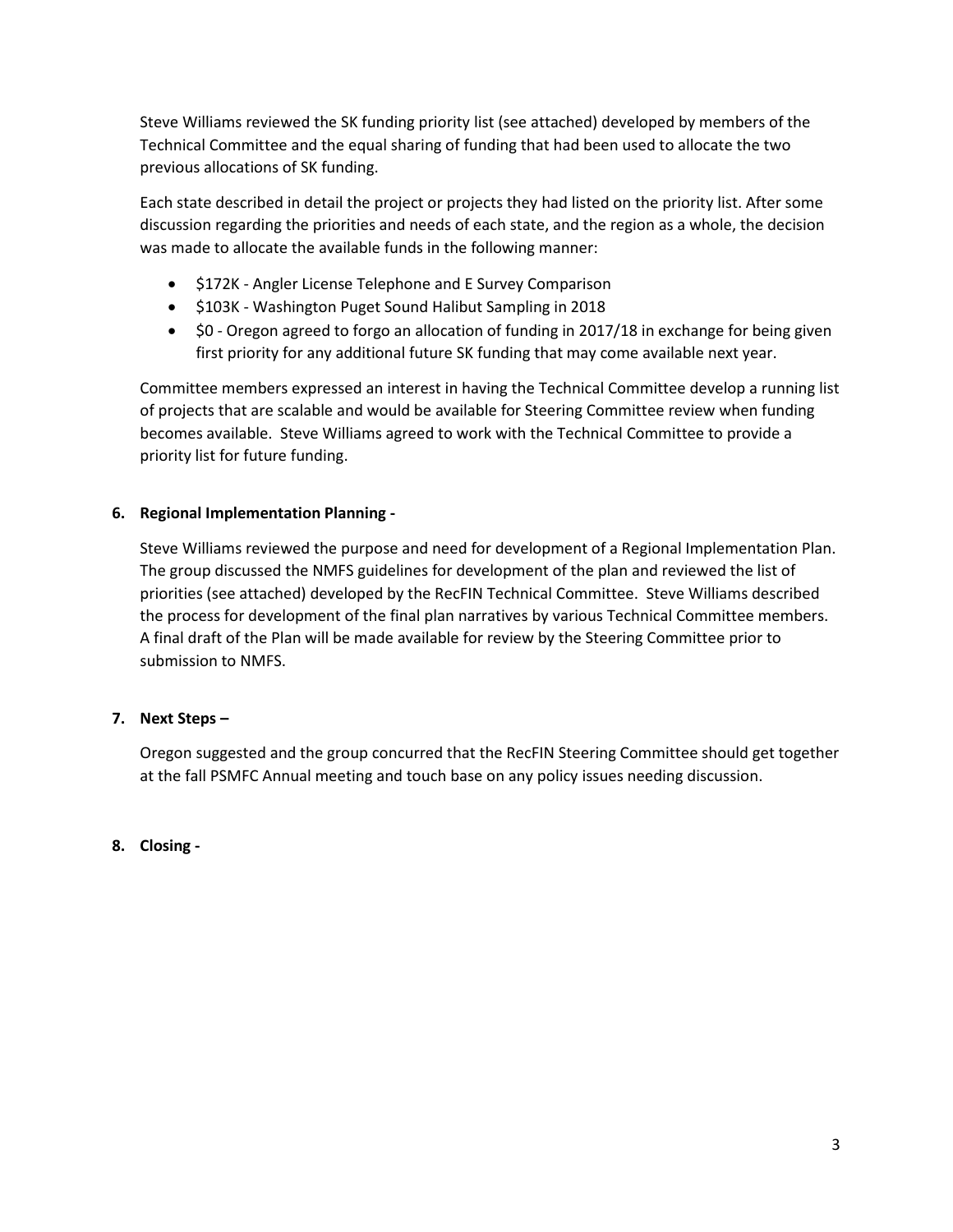Steve Williams reviewed the SK funding priority list (see attached) developed by members of the Technical Committee and the equal sharing of funding that had been used to allocate the two previous allocations of SK funding.

Each state described in detail the project or projects they had listed on the priority list. After some discussion regarding the priorities and needs of each state, and the region as a whole, the decision was made to allocate the available funds in the following manner:

- $172K - Angler License Telephone and E Survey Comparison
- $103K - Washington Puget Sound Halibut Sampling in 2018
- $0 - Oregon agreed to forgo an allocation of funding in 2017/18 in exchange for being given first priority for any additional future SK funding that may come available next year.

Committee members expressed an interest in having the Technical Committee develop a running list of projects that are scalable and would be available for Steering Committee review when funding becomes available. Steve Williams agreed to work with the Technical Committee to provide a priority list for future funding.

**6. Regional Implementation Planning -**

Steve Williams reviewed the purpose and need for development of a Regional Implementation Plan. The group discussed the NMFS guidelines for development of the plan and reviewed the list of priorities (see attached) developed by the RecFIN Technical Committee. Steve Williams described the process for development of the final plan narratives by various Technical Committee members. A final draft of the Plan will be made available for review by the Steering Committee prior to submission to NMFS.

**7. Next Steps –**

Oregon suggested and the group concurred that the RecFIN Steering Committee should get together at the fall PSMFC Annual meeting and touch base on any policy issues needing discussion.

**8. Closing -**